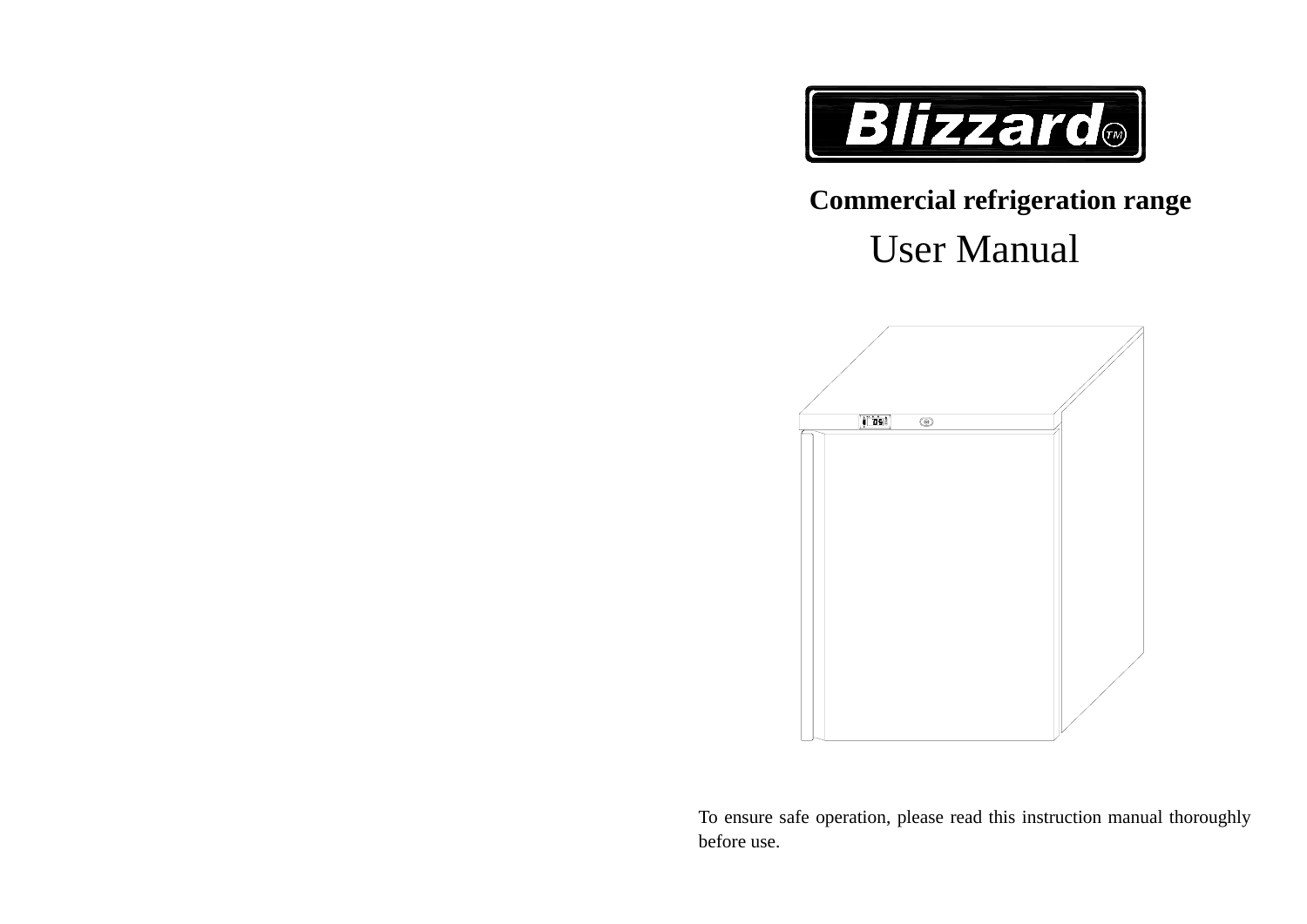# Blizzard™

## Commercial refrigeration range

# User Manual

To ensure safe operation, please read this instruction manual thoroughly before use.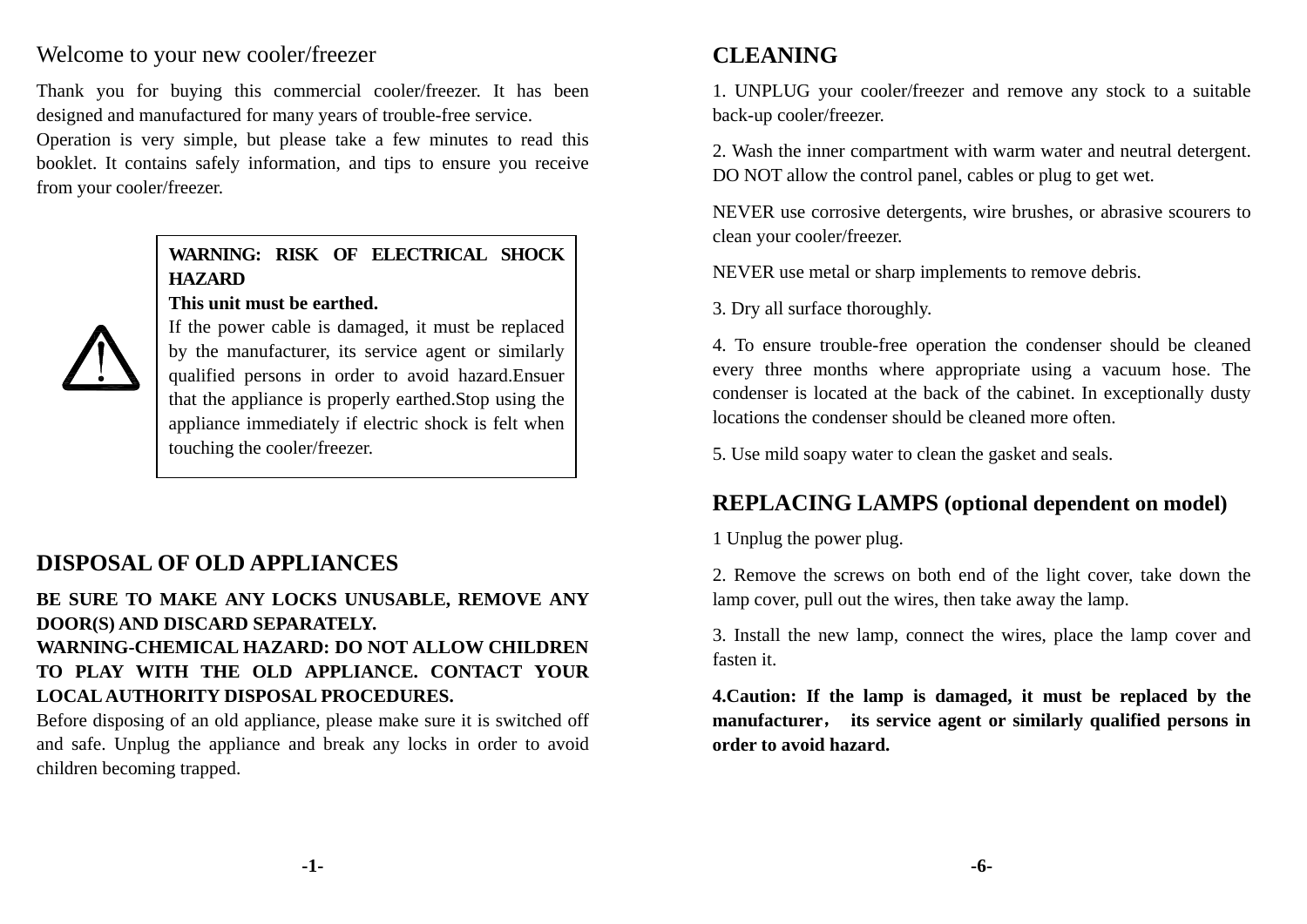Welcome to your new cooler/freezer

Thank you for buying this commercial cooler/freezer. It has been designed and manufactured for many years of trouble-free service.

Operation is very simple, but please take a few minutes to read this booklet. It contains safely information, and tips to ensure you receive from your cooler/freezer.

> **WARNING: RISK OF ELECTRICAL SHOCK HAZARD**
> **This unit must be earthed.**
> If the power cable is damaged, it must be replaced by the manufacturer, its service agent or similarly qualified persons in order to avoid hazard.Ensuer that the appliance is properly earthed.Stop using the appliance immediately if electric shock is felt when touching the cooler/freezer.

## DISPOSAL OF OLD APPLIANCES

**BE SURE TO MAKE ANY LOCKS UNUSABLE, REMOVE ANY DOOR(S) AND DISCARD SEPARATELY.**
**WARNING-CHEMICAL HAZARD: DO NOT ALLOW CHILDREN TO PLAY WITH THE OLD APPLIANCE. CONTACT YOUR LOCAL AUTHORITY DISPOSAL PROCEDURES.**
Before disposing of an old appliance, please make sure it is switched off and safe. Unplug the appliance and break any locks in order to avoid children becoming trapped.

## CLEANING

1. UNPLUG your cooler/freezer and remove any stock to a suitable back-up cooler/freezer.

2. Wash the inner compartment with warm water and neutral detergent. DO NOT allow the control panel, cables or plug to get wet.

NEVER use corrosive detergents, wire brushes, or abrasive scourers to clean your cooler/freezer.

NEVER use metal or sharp implements to remove debris.

3. Dry all surface thoroughly.

4. To ensure trouble-free operation the condenser should be cleaned every three months where appropriate using a vacuum hose. The condenser is located at the back of the cabinet. In exceptionally dusty locations the condenser should be cleaned more often.

5. Use mild soapy water to clean the gasket and seals.

## REPLACING LAMPS (optional dependent on model)

1 Unplug the power plug.

2. Remove the screws on both end of the light cover, take down the lamp cover, pull out the wires, then take away the lamp.

3. Install the new lamp, connect the wires, place the lamp cover and fasten it.

**4.Caution: If the lamp is damaged, it must be replaced by the manufacturer， its service agent or similarly qualified persons in order to avoid hazard.**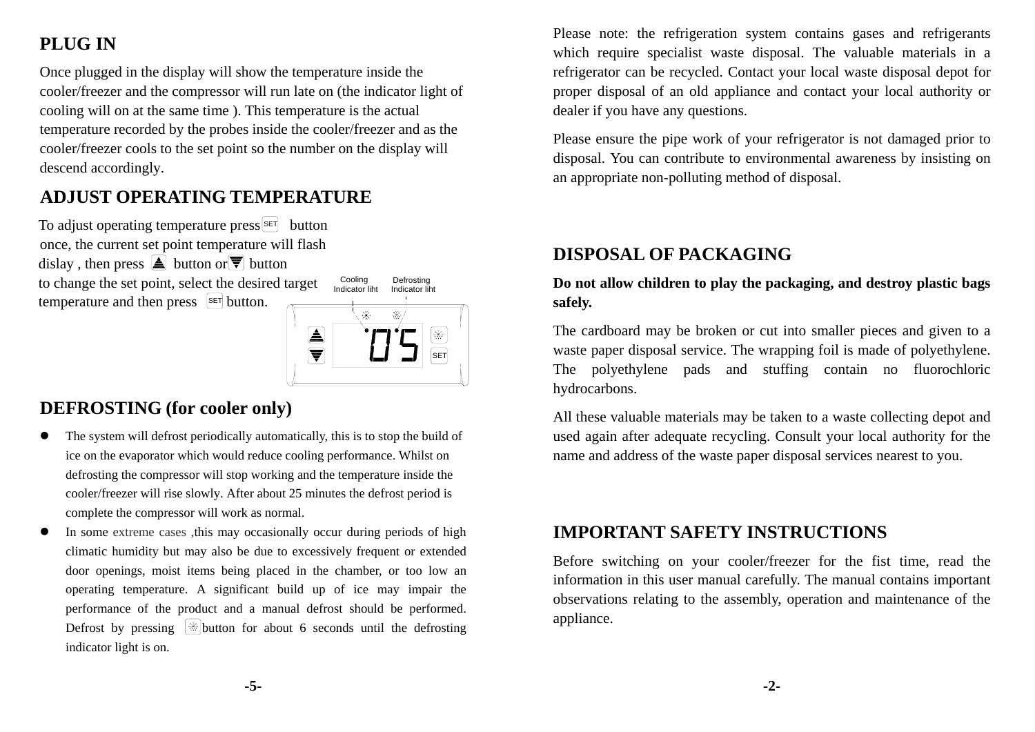## PLUG IN

Once plugged in the display will show the temperature inside the cooler/freezer and the compressor will run late on (the indicator light of cooling will on at the same time ). This temperature is the actual temperature recorded by the probes inside the cooler/freezer and as the cooler/freezer cools to the set point so the number on the display will descend accordingly.

## ADJUST OPERATING TEMPERATURE

To adjust operating temperature press SET button once, the current set point temperature will flash dislay , then press ▲ button or ▼ button to change the set point, select the desired target temperature and then press SET button.

Cooling Indicator liht    Defrosting Indicator liht

## DEFROSTING (for cooler only)

- The system will defrost periodically automatically, this is to stop the build of ice on the evaporator which would reduce cooling performance. Whilst on defrosting the compressor will stop working and the temperature inside the cooler/freezer will rise slowly. After about 25 minutes the defrost period is complete the compressor will work as normal.
- In some extreme cases ,this may occasionally occur during periods of high climatic humidity but may also be due to excessively frequent or extended door openings, moist items being placed in the chamber, or too low an operating temperature. A significant build up of ice may impair the performance of the product and a manual defrost should be performed. Defrost by pressing button for about 6 seconds until the defrosting indicator light is on.

Please note: the refrigeration system contains gases and refrigerants which require specialist waste disposal. The valuable materials in a refrigerator can be recycled. Contact your local waste disposal depot for proper disposal of an old appliance and contact your local authority or dealer if you have any questions.

Please ensure the pipe work of your refrigerator is not damaged prior to disposal. You can contribute to environmental awareness by insisting on an appropriate non-polluting method of disposal.

## DISPOSAL OF PACKAGING

**Do not allow children to play the packaging, and destroy plastic bags safely.**

The cardboard may be broken or cut into smaller pieces and given to a waste paper disposal service. The wrapping foil is made of polyethylene. The polyethylene pads and stuffing contain no fluorochloric hydrocarbons.

All these valuable materials may be taken to a waste collecting depot and used again after adequate recycling. Consult your local authority for the name and address of the waste paper disposal services nearest to you.

## IMPORTANT SAFETY INSTRUCTIONS

Before switching on your cooler/freezer for the fist time, read the information in this user manual carefully. The manual contains important observations relating to the assembly, operation and maintenance of the appliance.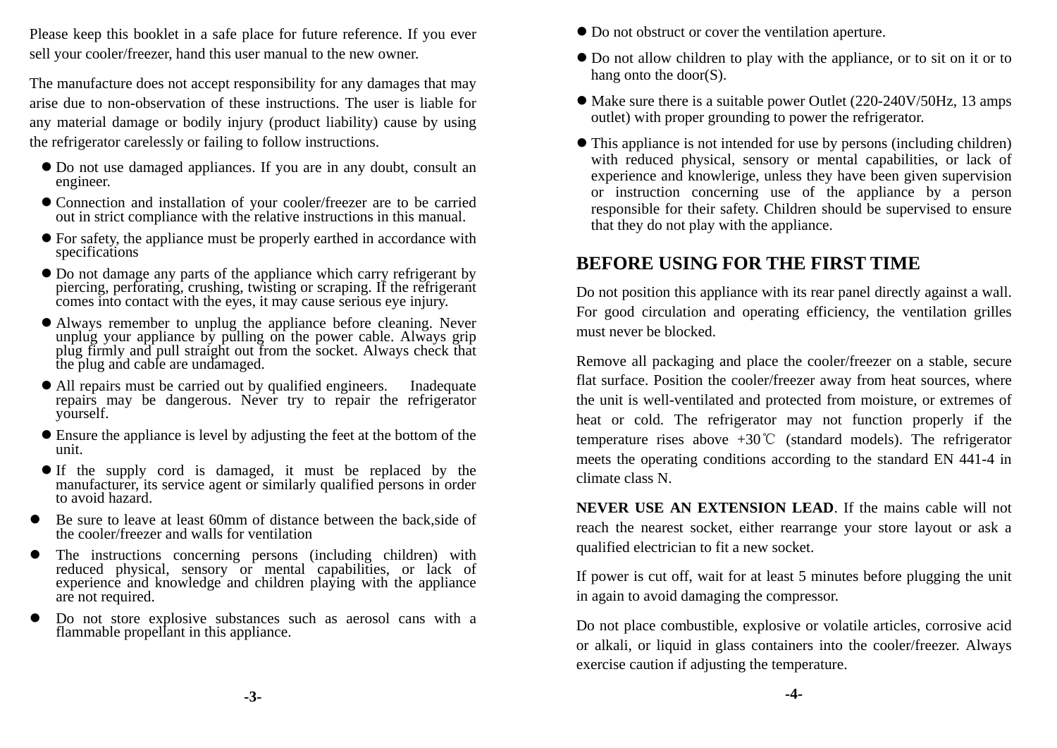Please keep this booklet in a safe place for future reference. If you ever sell your cooler/freezer, hand this user manual to the new owner.

The manufacture does not accept responsibility for any damages that may arise due to non-observation of these instructions. The user is liable for any material damage or bodily injury (product liability) cause by using the refrigerator carelessly or failing to follow instructions.

- Do not use damaged appliances. If you are in any doubt, consult an engineer.
- Connection and installation of your cooler/freezer are to be carried out in strict compliance with the relative instructions in this manual.
- For safety, the appliance must be properly earthed in accordance with specifications
- Do not damage any parts of the appliance which carry refrigerant by piercing, perforating, crushing, twisting or scraping. If the refrigerant comes into contact with the eyes, it may cause serious eye injury.
- Always remember to unplug the appliance before cleaning. Never unplug your appliance by pulling on the power cable. Always grip plug firmly and pull straight out from the socket. Always check that the plug and cable are undamaged.
- All repairs must be carried out by qualified engineers. Inadequate repairs may be dangerous. Never try to repair the refrigerator yourself.
- Ensure the appliance is level by adjusting the feet at the bottom of the unit.
- If the supply cord is damaged, it must be replaced by the manufacturer, its service agent or similarly qualified persons in order to avoid hazard.
- Be sure to leave at least 60mm of distance between the back,side of the cooler/freezer and walls for ventilation
- The instructions concerning persons (including children) with reduced physical, sensory or mental capabilities, or lack of experience and knowledge and children playing with the appliance are not required.
- Do not store explosive substances such as aerosol cans with a flammable propellant in this appliance.
- Do not obstruct or cover the ventilation aperture.
- Do not allow children to play with the appliance, or to sit on it or to hang onto the door(S).
- Make sure there is a suitable power Outlet (220-240V/50Hz, 13 amps outlet) with proper grounding to power the refrigerator.
- This appliance is not intended for use by persons (including children) with reduced physical, sensory or mental capabilities, or lack of experience and knowlerige, unless they have been given supervision or instruction concerning use of the appliance by a person responsible for their safety. Children should be supervised to ensure that they do not play with the appliance.

## BEFORE USING FOR THE FIRST TIME

Do not position this appliance with its rear panel directly against a wall. For good circulation and operating efficiency, the ventilation grilles must never be blocked.

Remove all packaging and place the cooler/freezer on a stable, secure flat surface. Position the cooler/freezer away from heat sources, where the unit is well-ventilated and protected from moisture, or extremes of heat or cold. The refrigerator may not function properly if the temperature rises above +30℃ (standard models). The refrigerator meets the operating conditions according to the standard EN 441-4 in climate class N.

**NEVER USE AN EXTENSION LEAD**. If the mains cable will not reach the nearest socket, either rearrange your store layout or ask a qualified electrician to fit a new socket.

If power is cut off, wait for at least 5 minutes before plugging the unit in again to avoid damaging the compressor.

Do not place combustible, explosive or volatile articles, corrosive acid or alkali, or liquid in glass containers into the cooler/freezer. Always exercise caution if adjusting the temperature.